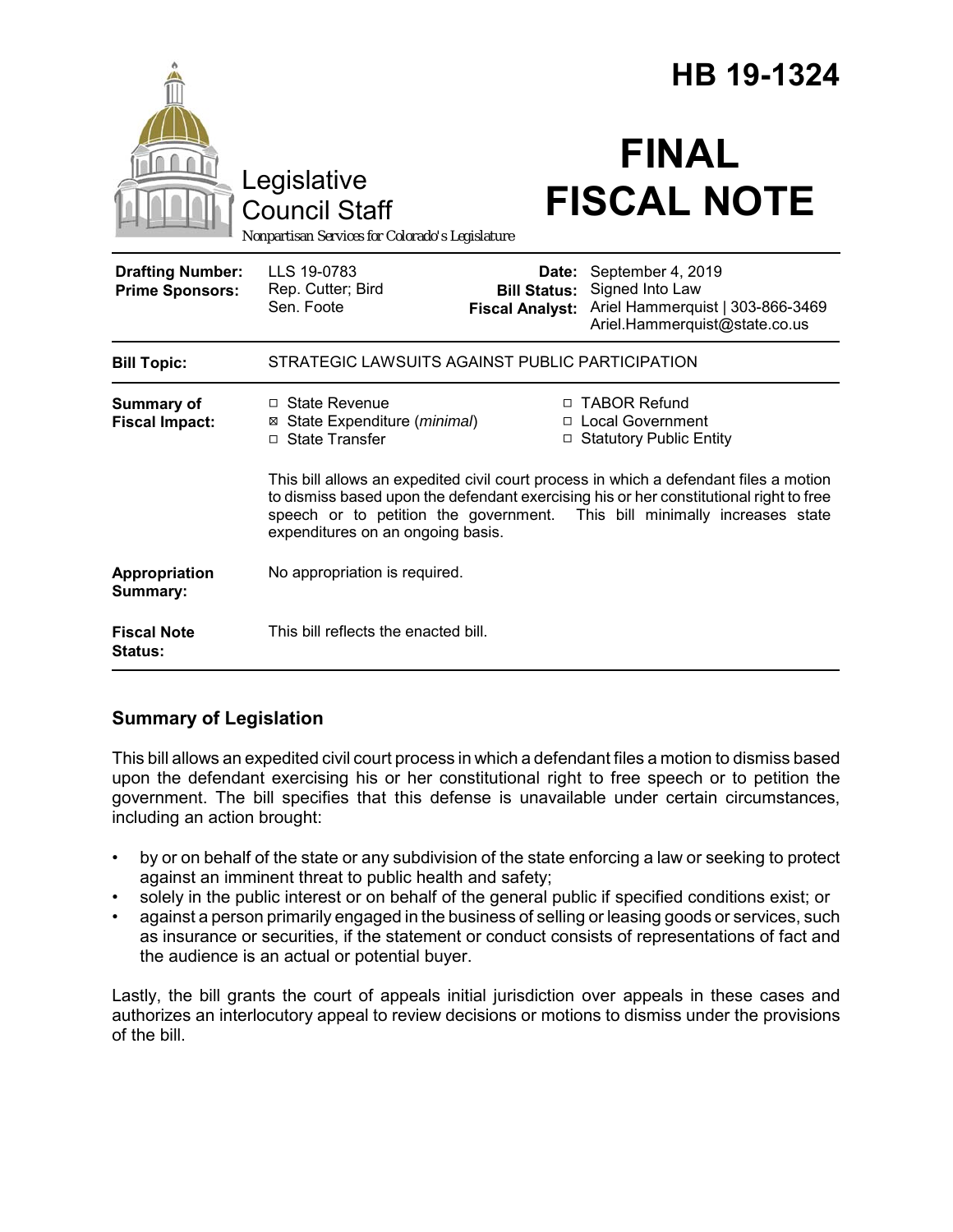# HB 19-1324

Legislative Council Staff

*Nonpartisan Services for Colorado's Legislature*

# FINAL FISCAL NOTE

| | | | |
|---|---|---|---|
| **Drafting Number:** | LLS 19-0783 | **Date:** | September 4, 2019 |
| **Prime Sponsors:** | Rep. Cutter; Bird<br>Sen. Foote | **Bill Status:** | Signed Into Law |
| | | **Fiscal Analyst:** | Ariel Hammerquist \| 303-866-3469<br>Ariel.Hammerquist@state.co.us |

| | |
|---|---|
| **Bill Topic:** | STRATEGIC LAWSUITS AGAINST PUBLIC PARTICIPATION |
| **Summary of Fiscal Impact:** | ☐ State Revenue<br>☒ State Expenditure (*minimal*)<br>☐ State Transfer<br>☐ TABOR Refund<br>☐ Local Government<br>☐ Statutory Public Entity<br><br>This bill allows an expedited civil court process in which a defendant files a motion to dismiss based upon the defendant exercising his or her constitutional right to free speech or to petition the government. This bill minimally increases state expenditures on an ongoing basis. |
| **Appropriation Summary:** | No appropriation is required. |
| **Fiscal Note Status:** | This bill reflects the enacted bill. |

## Summary of Legislation

This bill allows an expedited civil court process in which a defendant files a motion to dismiss based upon the defendant exercising his or her constitutional right to free speech or to petition the government. The bill specifies that this defense is unavailable under certain circumstances, including an action brought:

- by or on behalf of the state or any subdivision of the state enforcing a law or seeking to protect against an imminent threat to public health and safety;
- solely in the public interest or on behalf of the general public if specified conditions exist; or
- against a person primarily engaged in the business of selling or leasing goods or services, such as insurance or securities, if the statement or conduct consists of representations of fact and the audience is an actual or potential buyer.

Lastly, the bill grants the court of appeals initial jurisdiction over appeals in these cases and authorizes an interlocutory appeal to review decisions or motions to dismiss under the provisions of the bill.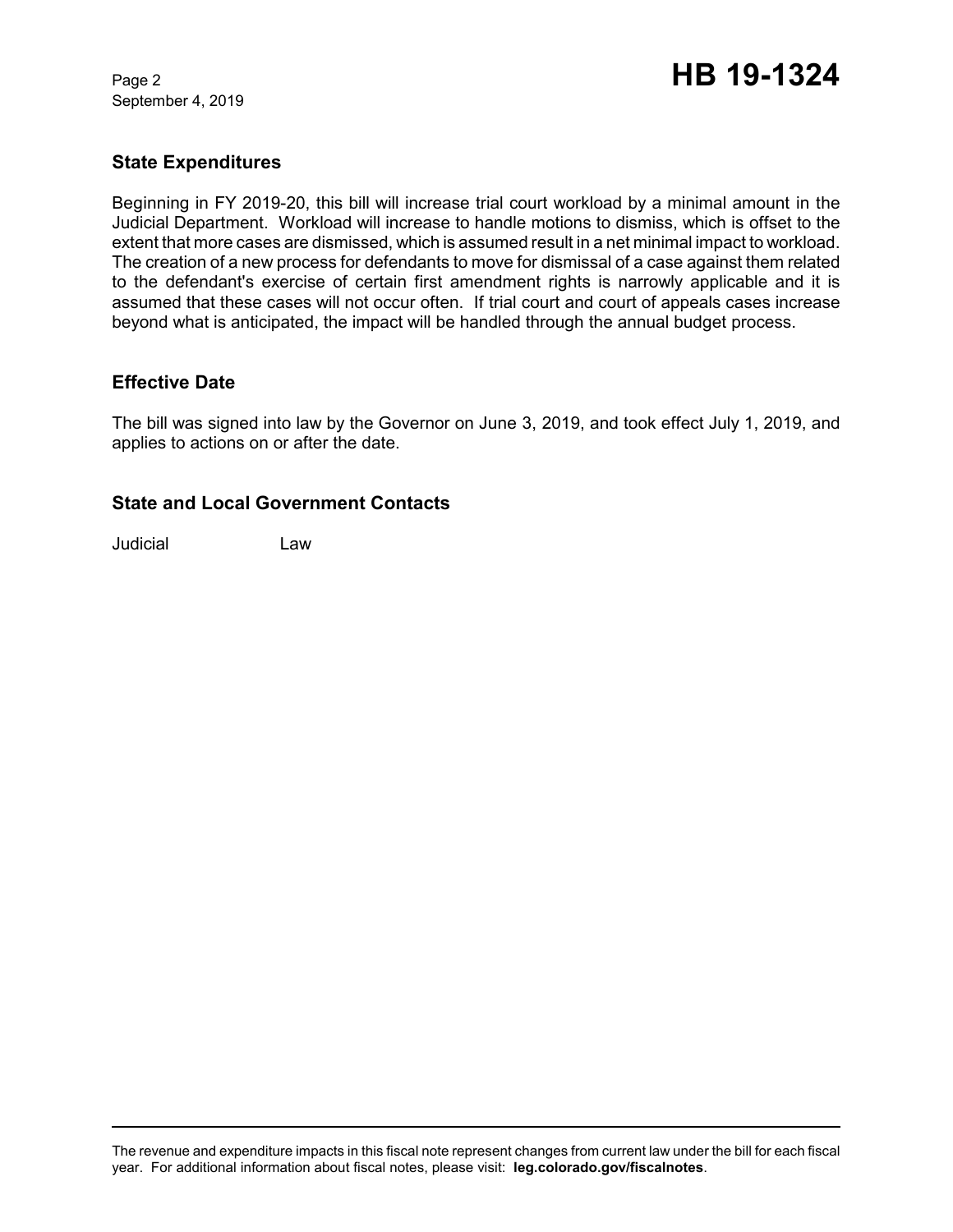## State Expenditures

Beginning in FY 2019-20, this bill will increase trial court workload by a minimal amount in the Judicial Department. Workload will increase to handle motions to dismiss, which is offset to the extent that more cases are dismissed, which is assumed result in a net minimal impact to workload. The creation of a new process for defendants to move for dismissal of a case against them related to the defendant's exercise of certain first amendment rights is narrowly applicable and it is assumed that these cases will not occur often. If trial court and court of appeals cases increase beyond what is anticipated, the impact will be handled through the annual budget process.

## Effective Date

The bill was signed into law by the Governor on June 3, 2019, and took effect July 1, 2019, and applies to actions on or after the date.

## State and Local Government Contacts

Judicial Law

The revenue and expenditure impacts in this fiscal note represent changes from current law under the bill for each fiscal year. For additional information about fiscal notes, please visit: **leg.colorado.gov/fiscalnotes**.